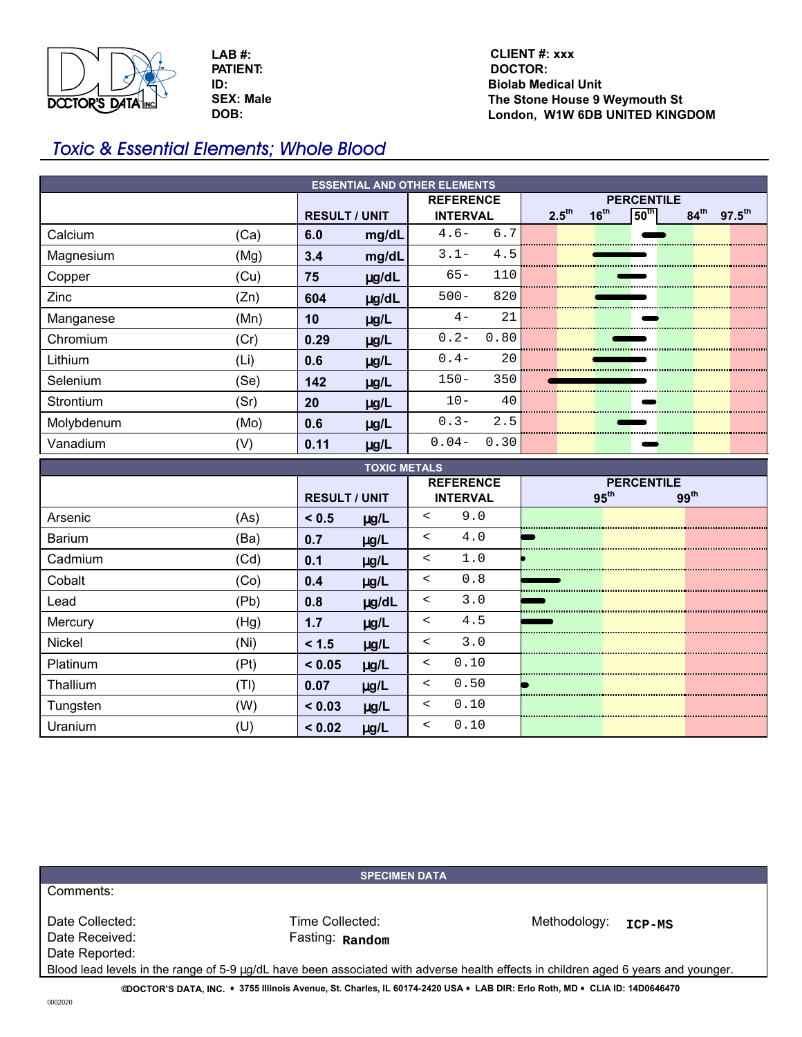DOCTOR'S DATA INC.

**LAB #:**
**PATIENT:**
**ID:**
**SEX: Male**
**DOB:**

**CLIENT #: xxx**
**DOCTOR:**
**Biolab Medical Unit**
**The Stone House 9 Weymouth St**
**London, W1W 6DB UNITED KINGDOM**

# *Toxic & Essential Elements; Whole Blood*

## ESSENTIAL AND OTHER ELEMENTS

| Element | | RESULT | UNIT | REFERENCE INTERVAL | PERCENTILE (2.5th, 16th, 50th, 84th, 97.5th) |
|---|---|---|---|---|---|
| Calcium | (Ca) | 6.0 | mg/dL | 4.6- 6.7 | |
| Magnesium | (Mg) | 3.4 | mg/dL | 3.1- 4.5 | |
| Copper | (Cu) | 75 | µg/dL | 65- 110 | |
| Zinc | (Zn) | 604 | µg/dL | 500- 820 | |
| Manganese | (Mn) | 10 | µg/L | 4- 21 | |
| Chromium | (Cr) | 0.29 | µg/L | 0.2- 0.80 | |
| Lithium | (Li) | 0.6 | µg/L | 0.4- 20 | |
| Selenium | (Se) | 142 | µg/L | 150- 350 | |
| Strontium | (Sr) | 20 | µg/L | 10- 40 | |
| Molybdenum | (Mo) | 0.6 | µg/L | 0.3- 2.5 | |
| Vanadium | (V) | 0.11 | µg/L | 0.04- 0.30 | |

## TOXIC METALS

| Element | | RESULT | UNIT | REFERENCE INTERVAL | PERCENTILE (95th, 99th) |
|---|---|---|---|---|---|
| Arsenic | (As) | < 0.5 | µg/L | < 9.0 | |
| Barium | (Ba) | 0.7 | µg/L | < 4.0 | |
| Cadmium | (Cd) | 0.1 | µg/L | < 1.0 | |
| Cobalt | (Co) | 0.4 | µg/L | < 0.8 | |
| Lead | (Pb) | 0.8 | µg/dL | < 3.0 | |
| Mercury | (Hg) | 1.7 | µg/L | < 4.5 | |
| Nickel | (Ni) | < 1.5 | µg/L | < 3.0 | |
| Platinum | (Pt) | < 0.05 | µg/L | < 0.10 | |
| Thallium | (Tl) | 0.07 | µg/L | < 0.50 | |
| Tungsten | (W) | < 0.03 | µg/L | < 0.10 | |
| Uranium | (U) | < 0.02 | µg/L | < 0.10 | |

## SPECIMEN DATA

Comments:

Date Collected:
Date Received:
Date Reported:

Time Collected:
Fasting: **Random**

Methodology: **ICP-MS**

Blood lead levels in the range of 5-9 µg/dL have been associated with adverse health effects in children aged 6 years and younger.

©DOCTOR'S DATA, INC. • 3755 Illinois Avenue, St. Charles, IL 60174-2420 USA • LAB DIR: Erlo Roth, MD • CLIA ID: 14D0646470

0002020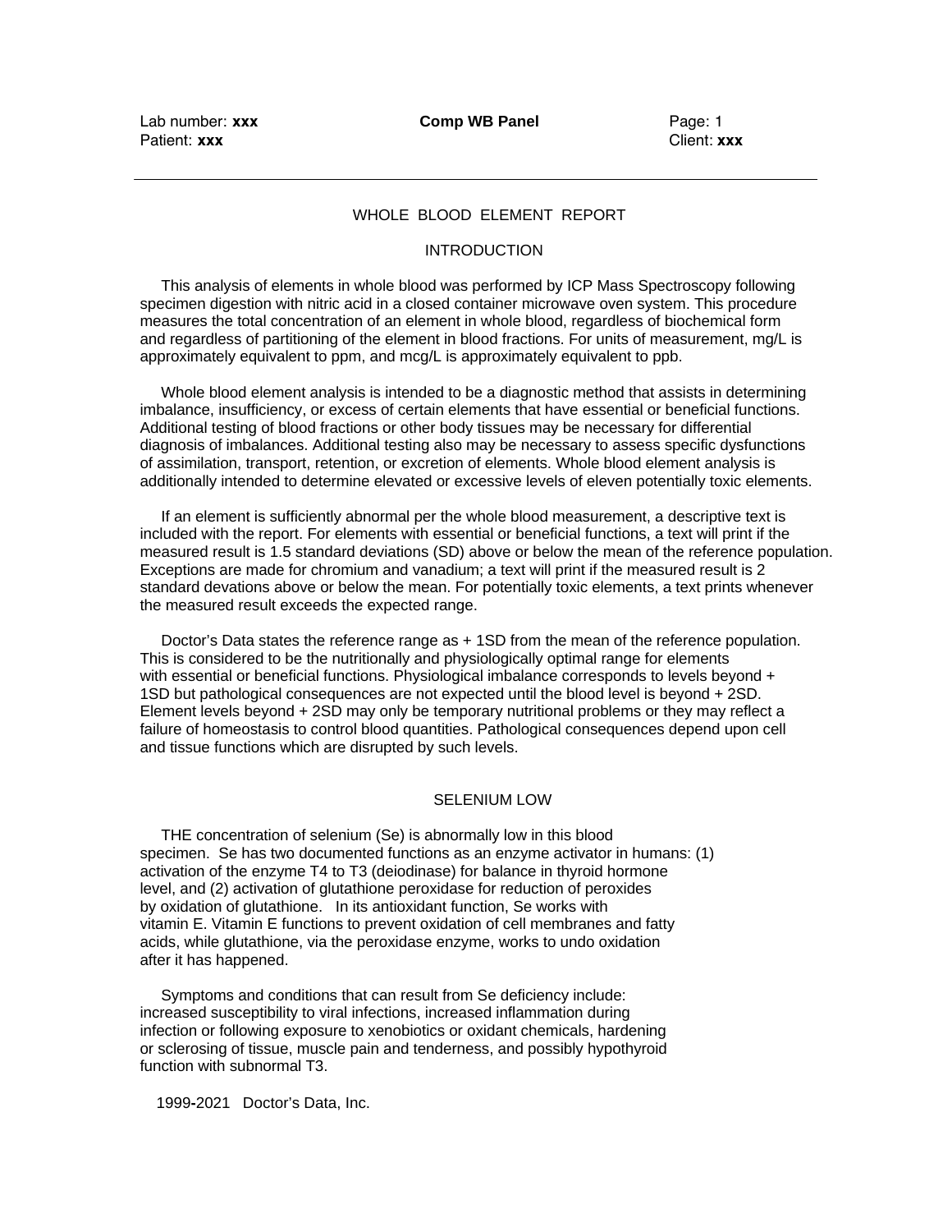# WHOLE BLOOD ELEMENT REPORT

## INTRODUCTION

This analysis of elements in whole blood was performed by ICP Mass Spectroscopy following specimen digestion with nitric acid in a closed container microwave oven system. This procedure measures the total concentration of an element in whole blood, regardless of biochemical form and regardless of partitioning of the element in blood fractions. For units of measurement, mg/L is approximately equivalent to ppm, and mcg/L is approximately equivalent to ppb.

Whole blood element analysis is intended to be a diagnostic method that assists in determining imbalance, insufficiency, or excess of certain elements that have essential or beneficial functions. Additional testing of blood fractions or other body tissues may be necessary for differential diagnosis of imbalances. Additional testing also may be necessary to assess specific dysfunctions of assimilation, transport, retention, or excretion of elements. Whole blood element analysis is additionally intended to determine elevated or excessive levels of eleven potentially toxic elements.

If an element is sufficiently abnormal per the whole blood measurement, a descriptive text is included with the report. For elements with essential or beneficial functions, a text will print if the measured result is 1.5 standard deviations (SD) above or below the mean of the reference population. Exceptions are made for chromium and vanadium; a text will print if the measured result is 2 standard devations above or below the mean. For potentially toxic elements, a text prints whenever the measured result exceeds the expected range.

Doctor's Data states the reference range as + 1SD from the mean of the reference population. This is considered to be the nutritionally and physiologically optimal range for elements with essential or beneficial functions. Physiological imbalance corresponds to levels beyond + 1SD but pathological consequences are not expected until the blood level is beyond + 2SD. Element levels beyond + 2SD may only be temporary nutritional problems or they may reflect a failure of homeostasis to control blood quantities. Pathological consequences depend upon cell and tissue functions which are disrupted by such levels.

## SELENIUM LOW

THE concentration of selenium (Se) is abnormally low in this blood specimen. Se has two documented functions as an enzyme activator in humans: (1) activation of the enzyme T4 to T3 (deiodinase) for balance in thyroid hormone level, and (2) activation of glutathione peroxidase for reduction of peroxides by oxidation of glutathione. In its antioxidant function, Se works with vitamin E. Vitamin E functions to prevent oxidation of cell membranes and fatty acids, while glutathione, via the peroxidase enzyme, works to undo oxidation after it has happened.

Symptoms and conditions that can result from Se deficiency include: increased susceptibility to viral infections, increased inflammation during infection or following exposure to xenobiotics or oxidant chemicals, hardening or sclerosing of tissue, muscle pain and tenderness, and possibly hypothyroid function with subnormal T3.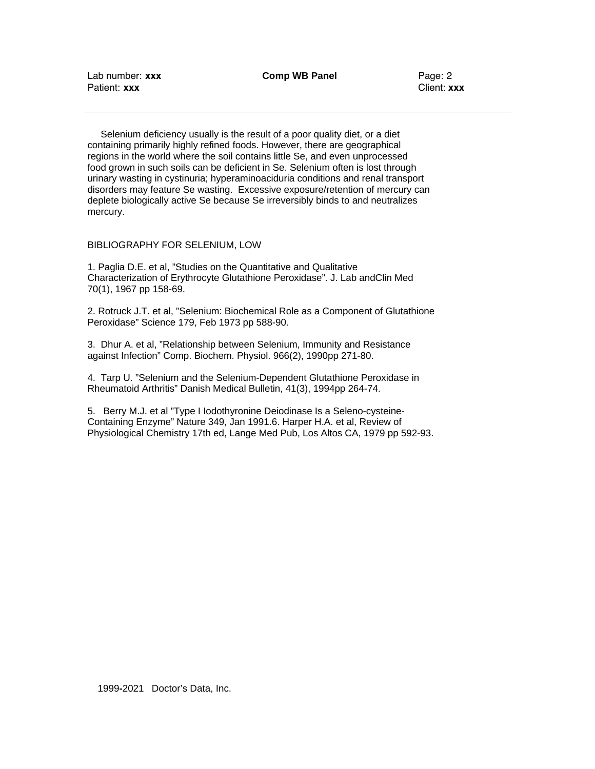Selenium deficiency usually is the result of a poor quality diet, or a diet containing primarily highly refined foods. However, there are geographical regions in the world where the soil contains little Se, and even unprocessed food grown in such soils can be deficient in Se. Selenium often is lost through urinary wasting in cystinuria; hyperaminoaciduria conditions and renal transport disorders may feature Se wasting. Excessive exposure/retention of mercury can deplete biologically active Se because Se irreversibly binds to and neutralizes mercury.

BIBLIOGRAPHY FOR SELENIUM, LOW

1. Paglia D.E. et al, "Studies on the Quantitative and Qualitative Characterization of Erythrocyte Glutathione Peroxidase". J. Lab andClin Med 70(1), 1967 pp 158-69.

2. Rotruck J.T. et al, "Selenium: Biochemical Role as a Component of Glutathione Peroxidase" Science 179, Feb 1973 pp 588-90.

3. Dhur A. et al, "Relationship between Selenium, Immunity and Resistance against Infection" Comp. Biochem. Physiol. 966(2), 1990pp 271-80.

4. Tarp U. "Selenium and the Selenium-Dependent Glutathione Peroxidase in Rheumatoid Arthritis" Danish Medical Bulletin, 41(3), 1994pp 264-74.

5. Berry M.J. et al "Type I Iodothyronine Deiodinase Is a Seleno-cysteine-Containing Enzyme" Nature 349, Jan 1991.6. Harper H.A. et al, Review of Physiological Chemistry 17th ed, Lange Med Pub, Los Altos CA, 1979 pp 592-93.

1999-2021 Doctor's Data, Inc.